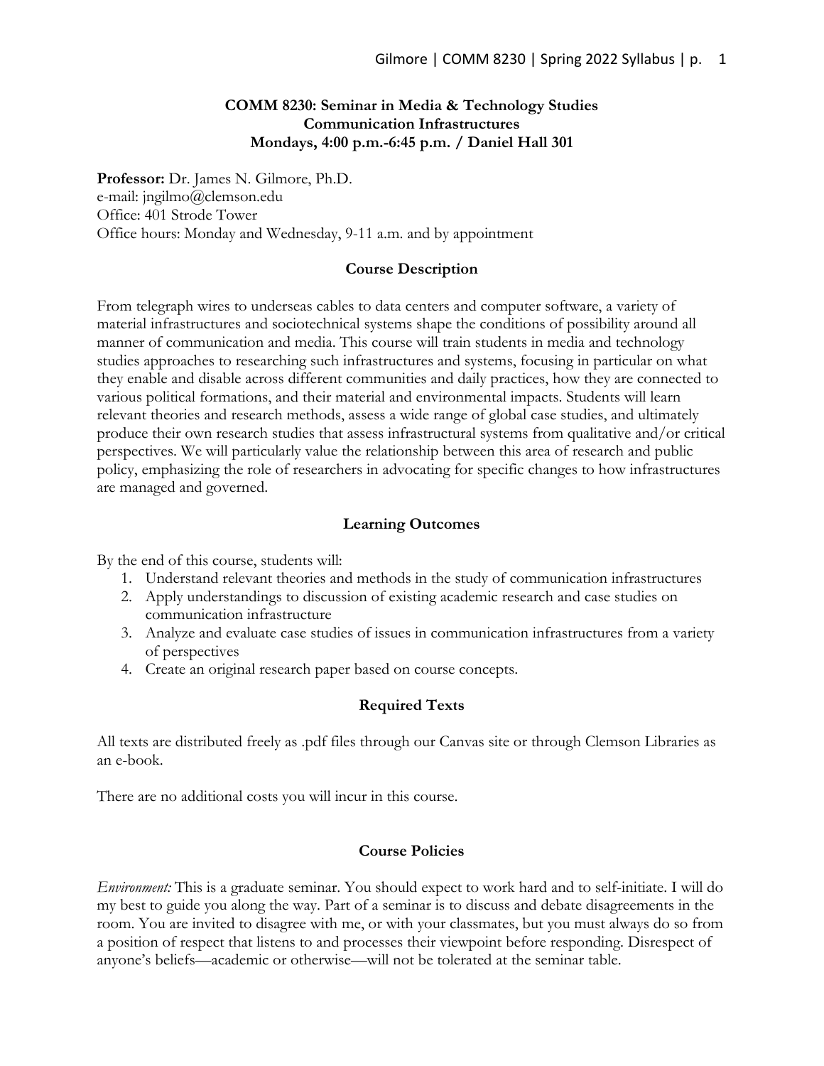# COMM 8230: Seminar in Media & Technology Studies
## Communication Infrastructures
### Mondays, 4:00 p.m.-6:45 p.m. / Daniel Hall 301

**Professor:** Dr. James N. Gilmore, Ph.D.
e-mail: jngilmo@clemson.edu
Office: 401 Strode Tower
Office hours: Monday and Wednesday, 9-11 a.m. and by appointment

## Course Description

From telegraph wires to underseas cables to data centers and computer software, a variety of material infrastructures and sociotechnical systems shape the conditions of possibility around all manner of communication and media. This course will train students in media and technology studies approaches to researching such infrastructures and systems, focusing in particular on what they enable and disable across different communities and daily practices, how they are connected to various political formations, and their material and environmental impacts. Students will learn relevant theories and research methods, assess a wide range of global case studies, and ultimately produce their own research studies that assess infrastructural systems from qualitative and/or critical perspectives. We will particularly value the relationship between this area of research and public policy, emphasizing the role of researchers in advocating for specific changes to how infrastructures are managed and governed.

## Learning Outcomes

By the end of this course, students will:

1. Understand relevant theories and methods in the study of communication infrastructures
2. Apply understandings to discussion of existing academic research and case studies on communication infrastructure
3. Analyze and evaluate case studies of issues in communication infrastructures from a variety of perspectives
4. Create an original research paper based on course concepts.

## Required Texts

All texts are distributed freely as .pdf files through our Canvas site or through Clemson Libraries as an e-book.

There are no additional costs you will incur in this course.

## Course Policies

*Environment:* This is a graduate seminar. You should expect to work hard and to self-initiate. I will do my best to guide you along the way. Part of a seminar is to discuss and debate disagreements in the room. You are invited to disagree with me, or with your classmates, but you must always do so from a position of respect that listens to and processes their viewpoint before responding. Disrespect of anyone's beliefs—academic or otherwise—will not be tolerated at the seminar table.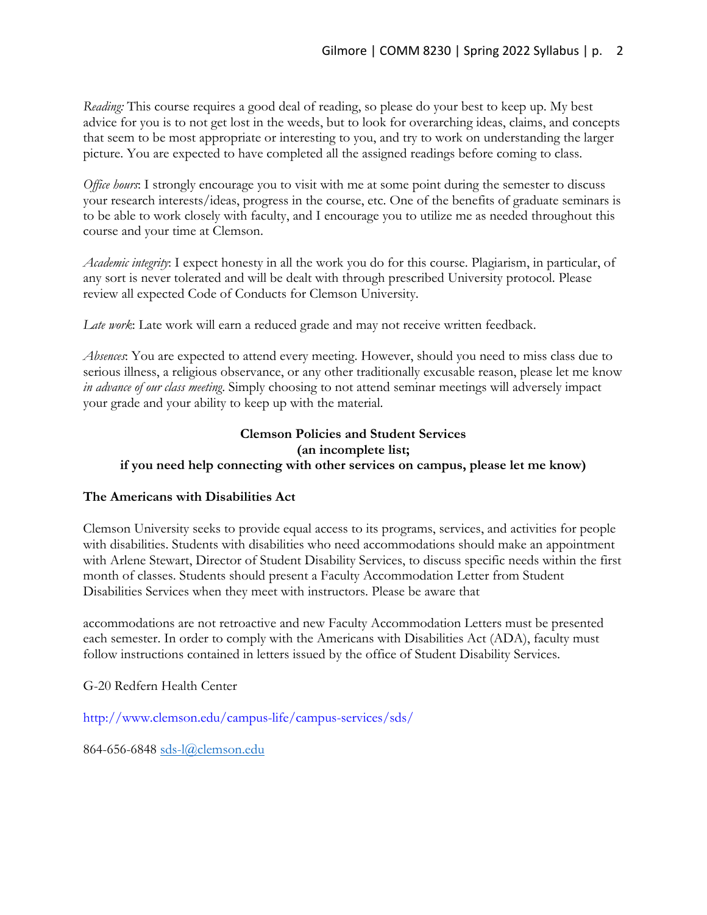*Reading:* This course requires a good deal of reading, so please do your best to keep up. My best advice for you is to not get lost in the weeds, but to look for overarching ideas, claims, and concepts that seem to be most appropriate or interesting to you, and try to work on understanding the larger picture. You are expected to have completed all the assigned readings before coming to class.

*Office hours*: I strongly encourage you to visit with me at some point during the semester to discuss your research interests/ideas, progress in the course, etc. One of the benefits of graduate seminars is to be able to work closely with faculty, and I encourage you to utilize me as needed throughout this course and your time at Clemson.

*Academic integrity*: I expect honesty in all the work you do for this course. Plagiarism, in particular, of any sort is never tolerated and will be dealt with through prescribed University protocol. Please review all expected Code of Conducts for Clemson University.

*Late work*: Late work will earn a reduced grade and may not receive written feedback.

*Absences*: You are expected to attend every meeting. However, should you need to miss class due to serious illness, a religious observance, or any other traditionally excusable reason, please let me know *in advance of our class meeting*. Simply choosing to not attend seminar meetings will adversely impact your grade and your ability to keep up with the material.

**Clemson Policies and Student Services**
**(an incomplete list;**
**if you need help connecting with other services on campus, please let me know)**

**The Americans with Disabilities Act**

Clemson University seeks to provide equal access to its programs, services, and activities for people with disabilities. Students with disabilities who need accommodations should make an appointment with Arlene Stewart, Director of Student Disability Services, to discuss specific needs within the first month of classes. Students should present a Faculty Accommodation Letter from Student Disabilities Services when they meet with instructors. Please be aware that

accommodations are not retroactive and new Faculty Accommodation Letters must be presented each semester. In order to comply with the Americans with Disabilities Act (ADA), faculty must follow instructions contained in letters issued by the office of Student Disability Services.

G-20 Redfern Health Center

http://www.clemson.edu/campus-life/campus-services/sds/

864-656-6848 sds-l@clemson.edu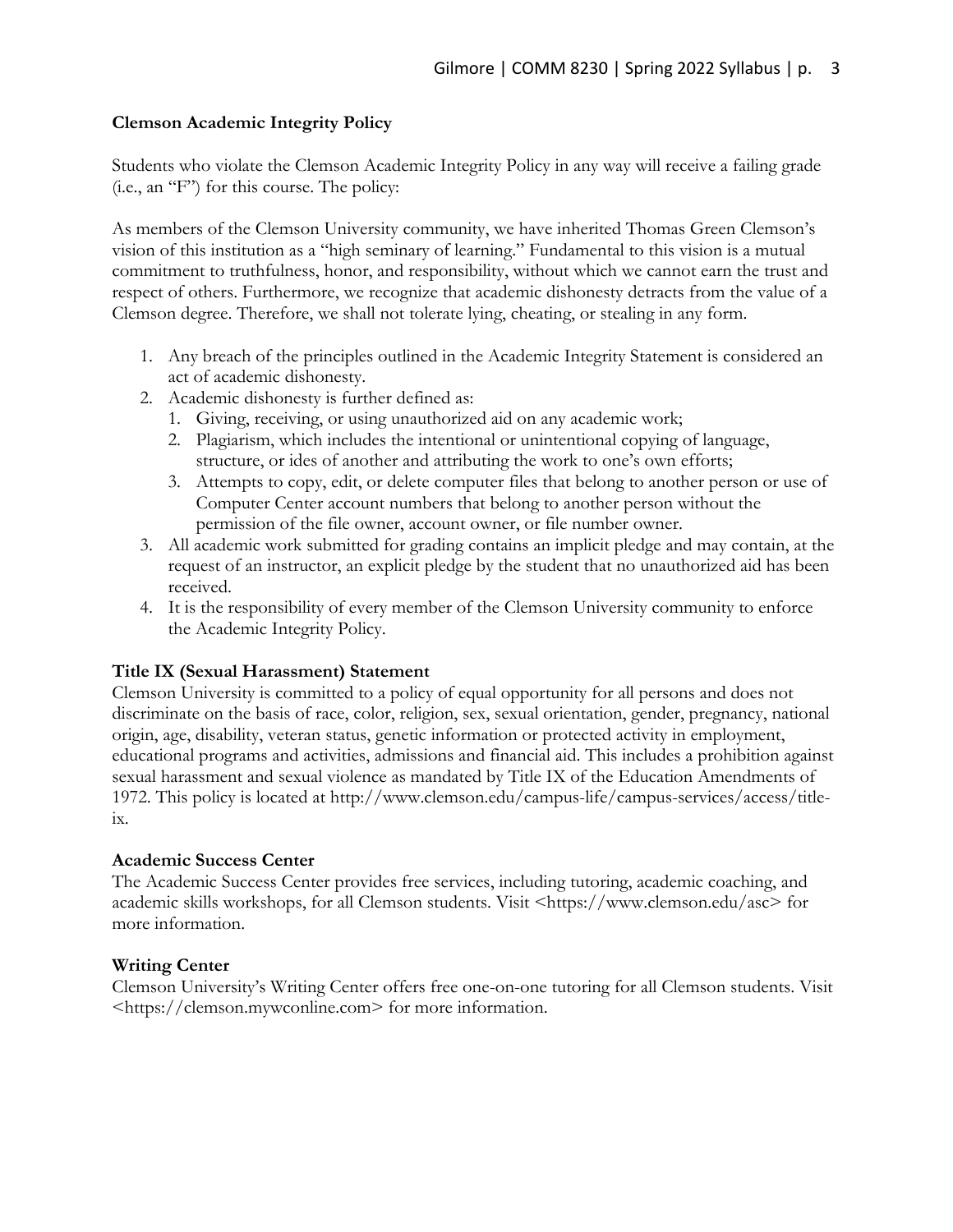**Clemson Academic Integrity Policy**

Students who violate the Clemson Academic Integrity Policy in any way will receive a failing grade (i.e., an "F") for this course. The policy:

As members of the Clemson University community, we have inherited Thomas Green Clemson's vision of this institution as a "high seminary of learning." Fundamental to this vision is a mutual commitment to truthfulness, honor, and responsibility, without which we cannot earn the trust and respect of others. Furthermore, we recognize that academic dishonesty detracts from the value of a Clemson degree. Therefore, we shall not tolerate lying, cheating, or stealing in any form.

1. Any breach of the principles outlined in the Academic Integrity Statement is considered an act of academic dishonesty.
2. Academic dishonesty is further defined as:
   1. Giving, receiving, or using unauthorized aid on any academic work;
   2. Plagiarism, which includes the intentional or unintentional copying of language, structure, or ides of another and attributing the work to one's own efforts;
   3. Attempts to copy, edit, or delete computer files that belong to another person or use of Computer Center account numbers that belong to another person without the permission of the file owner, account owner, or file number owner.
3. All academic work submitted for grading contains an implicit pledge and may contain, at the request of an instructor, an explicit pledge by the student that no unauthorized aid has been received.
4. It is the responsibility of every member of the Clemson University community to enforce the Academic Integrity Policy.

**Title IX (Sexual Harassment) Statement**

Clemson University is committed to a policy of equal opportunity for all persons and does not discriminate on the basis of race, color, religion, sex, sexual orientation, gender, pregnancy, national origin, age, disability, veteran status, genetic information or protected activity in employment, educational programs and activities, admissions and financial aid. This includes a prohibition against sexual harassment and sexual violence as mandated by Title IX of the Education Amendments of 1972. This policy is located at http://www.clemson.edu/campus-life/campus-services/access/title-ix.

**Academic Success Center**

The Academic Success Center provides free services, including tutoring, academic coaching, and academic skills workshops, for all Clemson students. Visit <https://www.clemson.edu/asc> for more information.

**Writing Center**

Clemson University's Writing Center offers free one-on-one tutoring for all Clemson students. Visit <https://clemson.mywconline.com> for more information.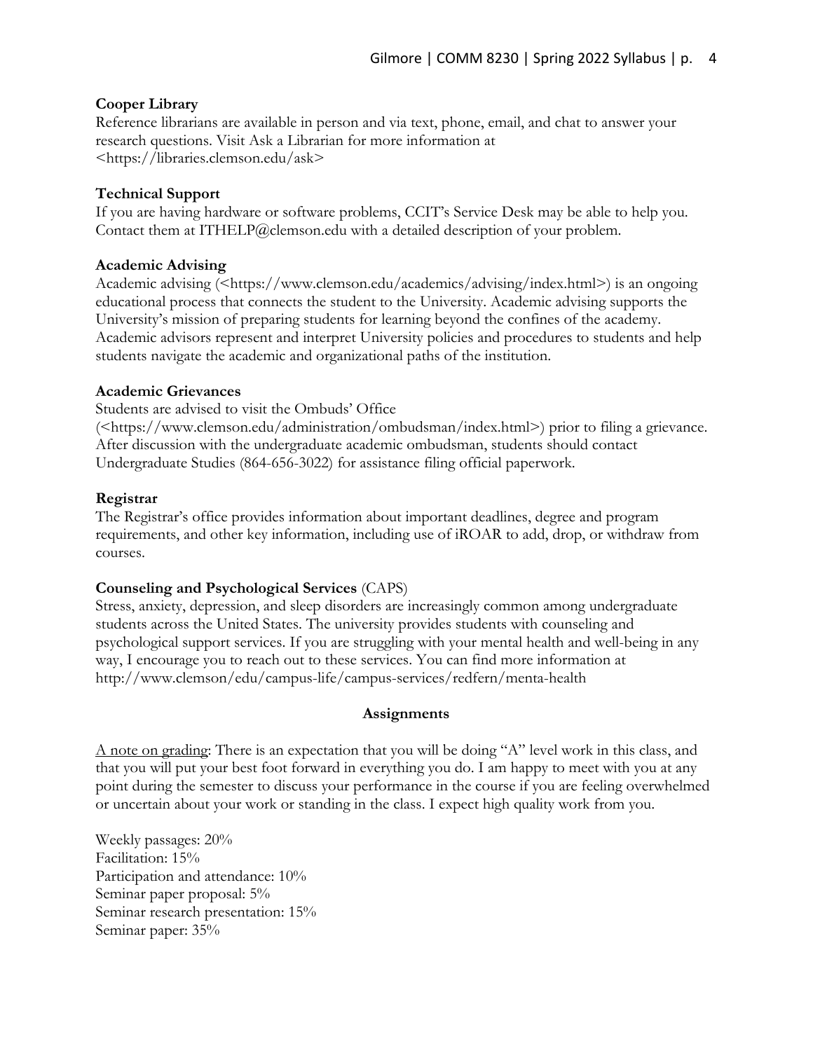**Cooper Library**

Reference librarians are available in person and via text, phone, email, and chat to answer your research questions. Visit Ask a Librarian for more information at <https://libraries.clemson.edu/ask>

**Technical Support**

If you are having hardware or software problems, CCIT's Service Desk may be able to help you. Contact them at ITHELP@clemson.edu with a detailed description of your problem.

**Academic Advising**

Academic advising (<https://www.clemson.edu/academics/advising/index.html>) is an ongoing educational process that connects the student to the University. Academic advising supports the University's mission of preparing students for learning beyond the confines of the academy. Academic advisors represent and interpret University policies and procedures to students and help students navigate the academic and organizational paths of the institution.

**Academic Grievances**

Students are advised to visit the Ombuds' Office (<https://www.clemson.edu/administration/ombudsman/index.html>) prior to filing a grievance. After discussion with the undergraduate academic ombudsman, students should contact Undergraduate Studies (864-656-3022) for assistance filing official paperwork.

**Registrar**

The Registrar's office provides information about important deadlines, degree and program requirements, and other key information, including use of iROAR to add, drop, or withdraw from courses.

**Counseling and Psychological Services** (CAPS)

Stress, anxiety, depression, and sleep disorders are increasingly common among undergraduate students across the United States. The university provides students with counseling and psychological support services. If you are struggling with your mental health and well-being in any way, I encourage you to reach out to these services. You can find more information at http://www.clemson/edu/campus-life/campus-services/redfern/menta-health

## Assignments

<u>A note on grading</u>: There is an expectation that you will be doing "A" level work in this class, and that you will put your best foot forward in everything you do. I am happy to meet with you at any point during the semester to discuss your performance in the course if you are feeling overwhelmed or uncertain about your work or standing in the class. I expect high quality work from you.

Weekly passages: 20%
Facilitation: 15%
Participation and attendance: 10%
Seminar paper proposal: 5%
Seminar research presentation: 15%
Seminar paper: 35%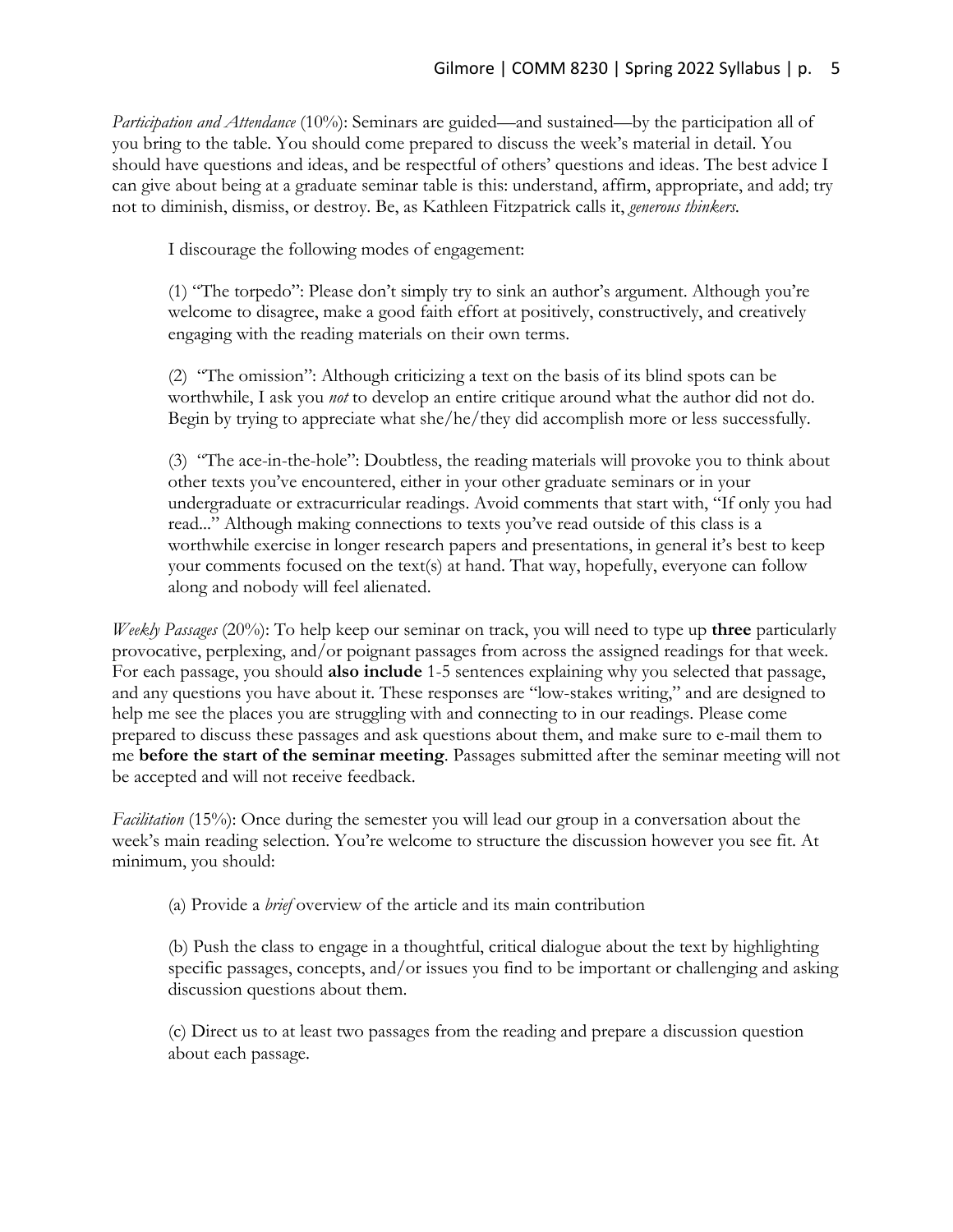*Participation and Attendance* (10%): Seminars are guided—and sustained—by the participation all of you bring to the table. You should come prepared to discuss the week's material in detail. You should have questions and ideas, and be respectful of others' questions and ideas. The best advice I can give about being at a graduate seminar table is this: understand, affirm, appropriate, and add; try not to diminish, dismiss, or destroy. Be, as Kathleen Fitzpatrick calls it, *generous thinkers*.

I discourage the following modes of engagement:

(1) "The torpedo": Please don't simply try to sink an author's argument. Although you're welcome to disagree, make a good faith effort at positively, constructively, and creatively engaging with the reading materials on their own terms.

(2) "The omission": Although criticizing a text on the basis of its blind spots can be worthwhile, I ask you *not* to develop an entire critique around what the author did not do. Begin by trying to appreciate what she/he/they did accomplish more or less successfully.

(3) "The ace-in-the-hole": Doubtless, the reading materials will provoke you to think about other texts you've encountered, either in your other graduate seminars or in your undergraduate or extracurricular readings. Avoid comments that start with, "If only you had read..." Although making connections to texts you've read outside of this class is a worthwhile exercise in longer research papers and presentations, in general it's best to keep your comments focused on the text(s) at hand. That way, hopefully, everyone can follow along and nobody will feel alienated.

*Weekly Passages* (20%): To help keep our seminar on track, you will need to type up **three** particularly provocative, perplexing, and/or poignant passages from across the assigned readings for that week. For each passage, you should **also include** 1-5 sentences explaining why you selected that passage, and any questions you have about it. These responses are "low-stakes writing," and are designed to help me see the places you are struggling with and connecting to in our readings. Please come prepared to discuss these passages and ask questions about them, and make sure to e-mail them to me **before the start of the seminar meeting**. Passages submitted after the seminar meeting will not be accepted and will not receive feedback.

*Facilitation* (15%): Once during the semester you will lead our group in a conversation about the week's main reading selection. You're welcome to structure the discussion however you see fit. At minimum, you should:

(a) Provide a *brief* overview of the article and its main contribution

(b) Push the class to engage in a thoughtful, critical dialogue about the text by highlighting specific passages, concepts, and/or issues you find to be important or challenging and asking discussion questions about them.

(c) Direct us to at least two passages from the reading and prepare a discussion question about each passage.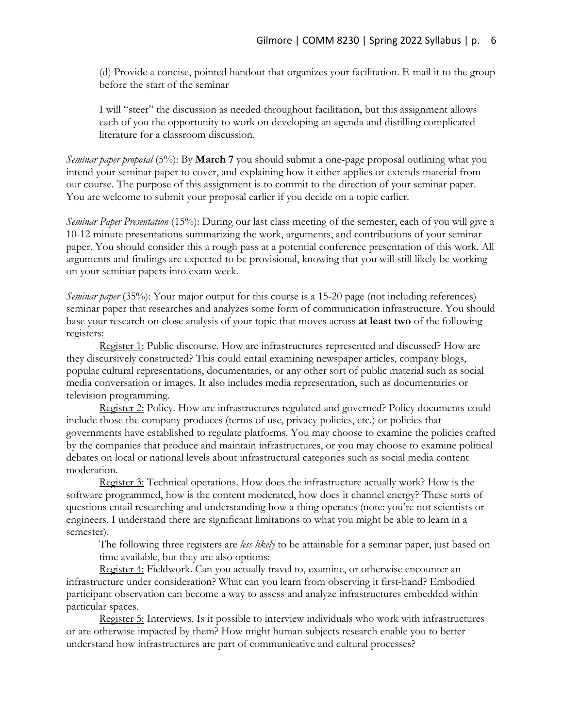(d) Provide a concise, pointed handout that organizes your facilitation. E-mail it to the group before the start of the seminar

I will "steer" the discussion as needed throughout facilitation, but this assignment allows each of you the opportunity to work on developing an agenda and distilling complicated literature for a classroom discussion.

*Seminar paper proposal* (5%): By **March 7** you should submit a one-page proposal outlining what you intend your seminar paper to cover, and explaining how it either applies or extends material from our course. The purpose of this assignment is to commit to the direction of your seminar paper. You are welcome to submit your proposal earlier if you decide on a topic earlier.

*Seminar Paper Presentation* (15%): During our last class meeting of the semester, each of you will give a 10-12 minute presentations summarizing the work, arguments, and contributions of your seminar paper. You should consider this a rough pass at a potential conference presentation of this work. All arguments and findings are expected to be provisional, knowing that you will still likely be working on your seminar papers into exam week.

*Seminar paper* (35%): Your major output for this course is a 15-20 page (not including references) seminar paper that researches and analyzes some form of communication infrastructure. You should base your research on close analysis of your topic that moves across **at least two** of the following registers:

<u>Register 1</u>: Public discourse. How are infrastructures represented and discussed? How are they discursively constructed? This could entail examining newspaper articles, company blogs, popular cultural representations, documentaries, or any other sort of public material such as social media conversation or images. It also includes media representation, such as documentaries or television programming.

<u>Register 2:</u> Policy. How are infrastructures regulated and governed? Policy documents could include those the company produces (terms of use, privacy policies, etc.) or policies that governments have established to regulate platforms. You may choose to examine the policies crafted by the companies that produce and maintain infrastructures, or you may choose to examine political debates on local or national levels about infrastructural categories such as social media content moderation.

<u>Register 3:</u> Technical operations. How does the infrastructure actually work? How is the software programmed, how is the content moderated, how does it channel energy? These sorts of questions entail researching and understanding how a thing operates (note: you're not scientists or engineers. I understand there are significant limitations to what you might be able to learn in a semester).

The following three registers are *less likely* to be attainable for a seminar paper, just based on time available, but they are also options:

<u>Register 4:</u> Fieldwork. Can you actually travel to, examine, or otherwise encounter an infrastructure under consideration? What can you learn from observing it first-hand? Embodied participant observation can become a way to assess and analyze infrastructures embedded within particular spaces.

<u>Register 5:</u> Interviews. Is it possible to interview individuals who work with infrastructures or are otherwise impacted by them? How might human subjects research enable you to better understand how infrastructures are part of communicative and cultural processes?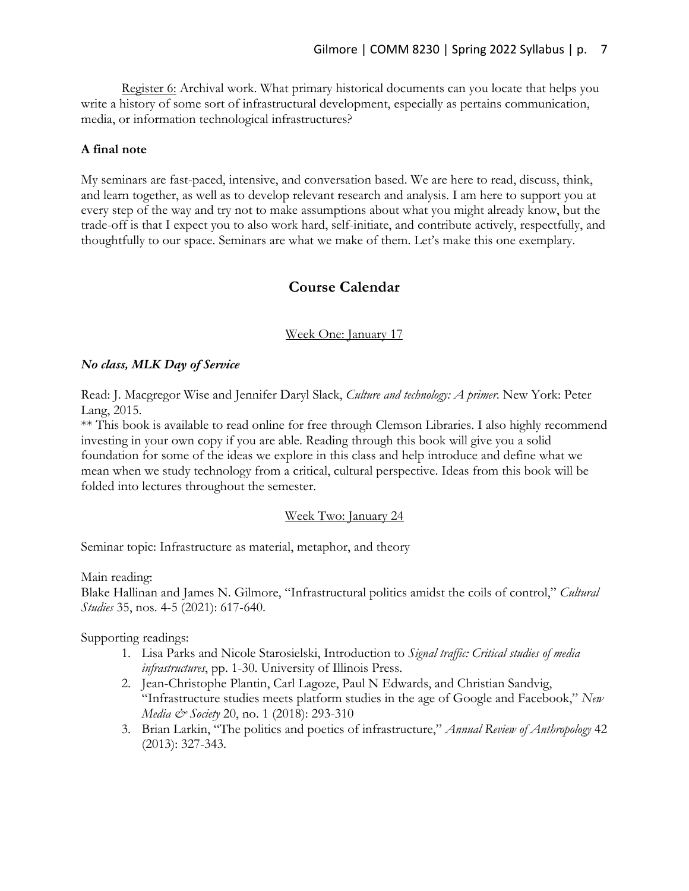Register 6: Archival work. What primary historical documents can you locate that helps you write a history of some sort of infrastructural development, especially as pertains communication, media, or information technological infrastructures?

**A final note**

My seminars are fast-paced, intensive, and conversation based. We are here to read, discuss, think, and learn together, as well as to develop relevant research and analysis. I am here to support you at every step of the way and try not to make assumptions about what you might already know, but the trade-off is that I expect you to also work hard, self-initiate, and contribute actively, respectfully, and thoughtfully to our space. Seminars are what we make of them. Let's make this one exemplary.

## Course Calendar

Week One: January 17

***No class, MLK Day of Service***

Read: J. Macgregor Wise and Jennifer Daryl Slack, *Culture and technology: A primer*. New York: Peter Lang, 2015.
** This book is available to read online for free through Clemson Libraries. I also highly recommend investing in your own copy if you are able. Reading through this book will give you a solid foundation for some of the ideas we explore in this class and help introduce and define what we mean when we study technology from a critical, cultural perspective. Ideas from this book will be folded into lectures throughout the semester.

Week Two: January 24

Seminar topic: Infrastructure as material, metaphor, and theory

Main reading:
Blake Hallinan and James N. Gilmore, "Infrastructural politics amidst the coils of control," *Cultural Studies* 35, nos. 4-5 (2021): 617-640.

Supporting readings:

1. Lisa Parks and Nicole Starosielski, Introduction to *Signal traffic: Critical studies of media infrastructures*, pp. 1-30. University of Illinois Press.
2. Jean-Christophe Plantin, Carl Lagoze, Paul N Edwards, and Christian Sandvig, "Infrastructure studies meets platform studies in the age of Google and Facebook," *New Media & Society* 20, no. 1 (2018): 293-310
3. Brian Larkin, "The politics and poetics of infrastructure," *Annual Review of Anthropology* 42 (2013): 327-343.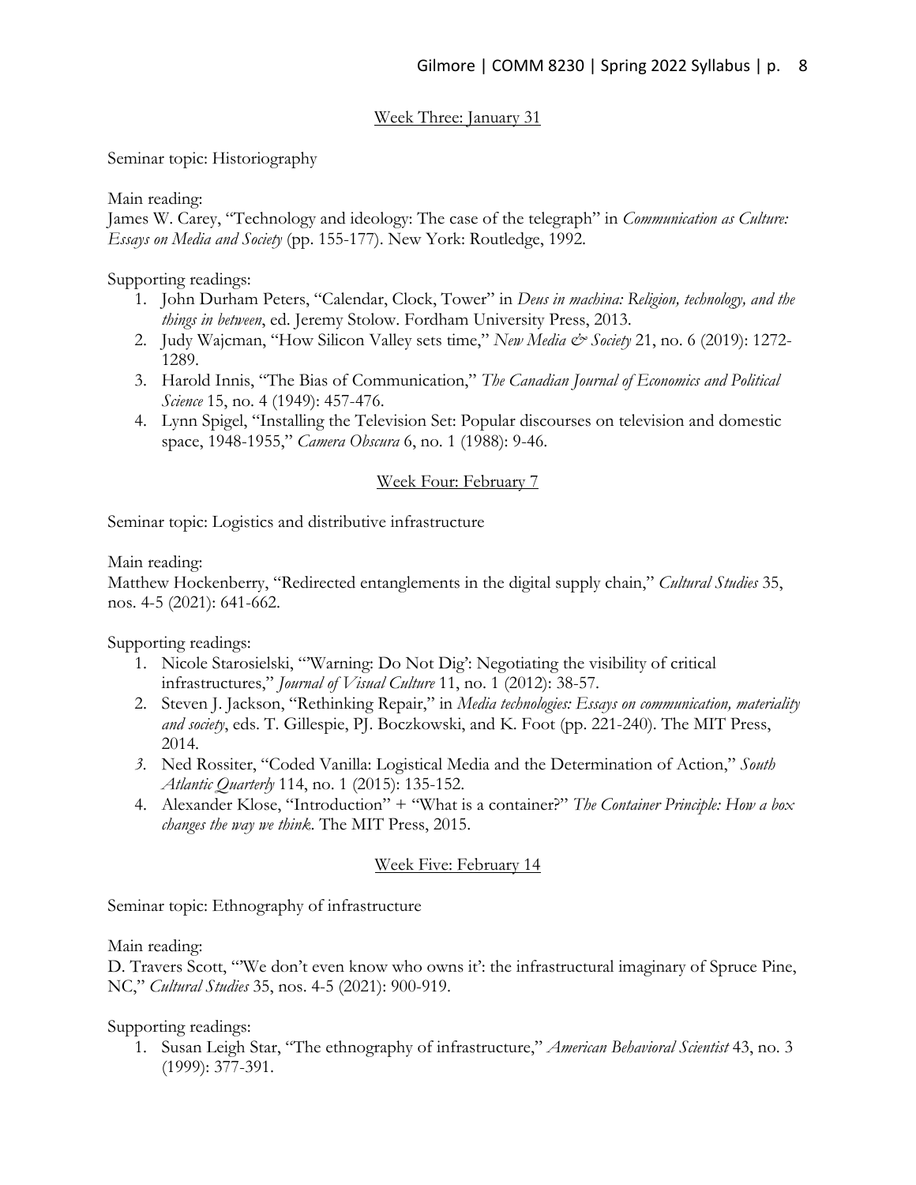## Week Three: January 31

Seminar topic: Historiography

Main reading:
James W. Carey, "Technology and ideology: The case of the telegraph" in *Communication as Culture: Essays on Media and Society* (pp. 155-177). New York: Routledge, 1992.

Supporting readings:

1. John Durham Peters, "Calendar, Clock, Tower" in *Deus in machina: Religion, technology, and the things in between*, ed. Jeremy Stolow. Fordham University Press, 2013.
2. Judy Wajcman, "How Silicon Valley sets time," *New Media & Society* 21, no. 6 (2019): 1272-1289.
3. Harold Innis, "The Bias of Communication," *The Canadian Journal of Economics and Political Science* 15, no. 4 (1949): 457-476.
4. Lynn Spigel, "Installing the Television Set: Popular discourses on television and domestic space, 1948-1955," *Camera Obscura* 6, no. 1 (1988): 9-46.

## Week Four: February 7

Seminar topic: Logistics and distributive infrastructure

Main reading:
Matthew Hockenberry, "Redirected entanglements in the digital supply chain," *Cultural Studies* 35, nos. 4-5 (2021): 641-662.

Supporting readings:

1. Nicole Starosielski, "'Warning: Do Not Dig': Negotiating the visibility of critical infrastructures," *Journal of Visual Culture* 11, no. 1 (2012): 38-57.
2. Steven J. Jackson, "Rethinking Repair," in *Media technologies: Essays on communication, materiality and society*, eds. T. Gillespie, PJ. Boczkowski, and K. Foot (pp. 221-240). The MIT Press, 2014.
3. Ned Rossiter, "Coded Vanilla: Logistical Media and the Determination of Action," *South Atlantic Quarterly* 114, no. 1 (2015): 135-152.
4. Alexander Klose, "Introduction" + "What is a container?" *The Container Principle: How a box changes the way we think*. The MIT Press, 2015.

## Week Five: February 14

Seminar topic: Ethnography of infrastructure

Main reading:
D. Travers Scott, "'We don't even know who owns it': the infrastructural imaginary of Spruce Pine, NC," *Cultural Studies* 35, nos. 4-5 (2021): 900-919.

Supporting readings:

1. Susan Leigh Star, "The ethnography of infrastructure," *American Behavioral Scientist* 43, no. 3 (1999): 377-391.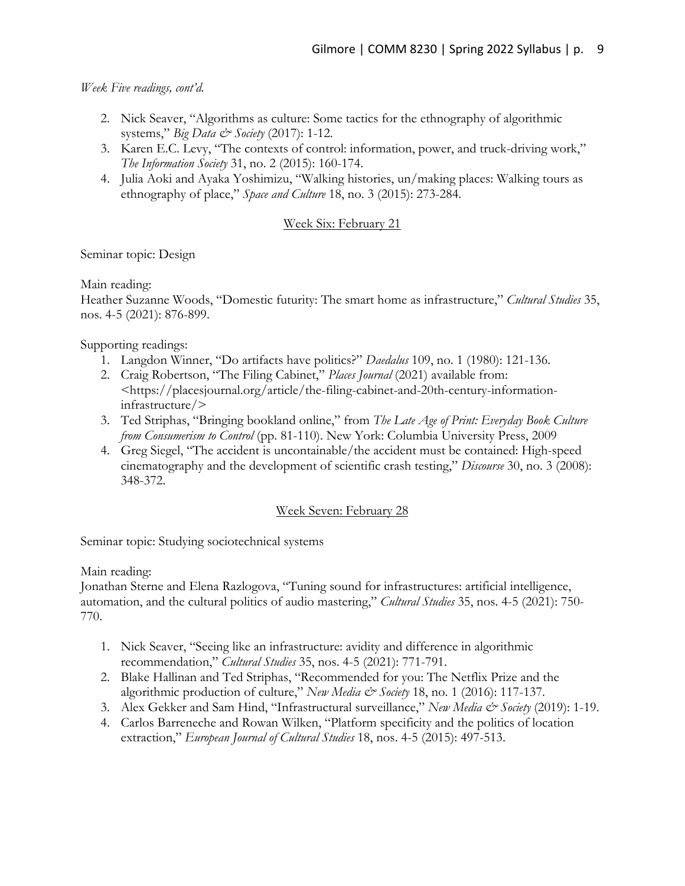*Week Five readings, cont'd.*

2. Nick Seaver, "Algorithms as culture: Some tactics for the ethnography of algorithmic systems," *Big Data & Society* (2017): 1-12.
3. Karen E.C. Levy, "The contexts of control: information, power, and truck-driving work," *The Information Society* 31, no. 2 (2015): 160-174.
4. Julia Aoki and Ayaka Yoshimizu, "Walking histories, un/making places: Walking tours as ethnography of place," *Space and Culture* 18, no. 3 (2015): 273-284.

## Week Six: February 21

Seminar topic: Design

Main reading:
Heather Suzanne Woods, "Domestic futurity: The smart home as infrastructure," *Cultural Studies* 35, nos. 4-5 (2021): 876-899.

Supporting readings:

1. Langdon Winner, "Do artifacts have politics?" *Daedalus* 109, no. 1 (1980): 121-136.
2. Craig Robertson, "The Filing Cabinet," *Places Journal* (2021) available from: <https://placesjournal.org/article/the-filing-cabinet-and-20th-century-information-infrastructure/>
3. Ted Striphas, "Bringing bookland online," from *The Late Age of Print: Everyday Book Culture from Consumerism to Control* (pp. 81-110). New York: Columbia University Press, 2009
4. Greg Siegel, "The accident is uncontainable/the accident must be contained: High-speed cinematography and the development of scientific crash testing," *Discourse* 30, no. 3 (2008): 348-372.

## Week Seven: February 28

Seminar topic: Studying sociotechnical systems

Main reading:
Jonathan Sterne and Elena Razlogova, "Tuning sound for infrastructures: artificial intelligence, automation, and the cultural politics of audio mastering," *Cultural Studies* 35, nos. 4-5 (2021): 750-770.

1. Nick Seaver, "Seeing like an infrastructure: avidity and difference in algorithmic recommendation," *Cultural Studies* 35, nos. 4-5 (2021): 771-791.
2. Blake Hallinan and Ted Striphas, "Recommended for you: The Netflix Prize and the algorithmic production of culture," *New Media & Society* 18, no. 1 (2016): 117-137.
3. Alex Gekker and Sam Hind, "Infrastructural surveillance," *New Media & Society* (2019): 1-19.
4. Carlos Barreneche and Rowan Wilken, "Platform specificity and the politics of location extraction," *European Journal of Cultural Studies* 18, nos. 4-5 (2015): 497-513.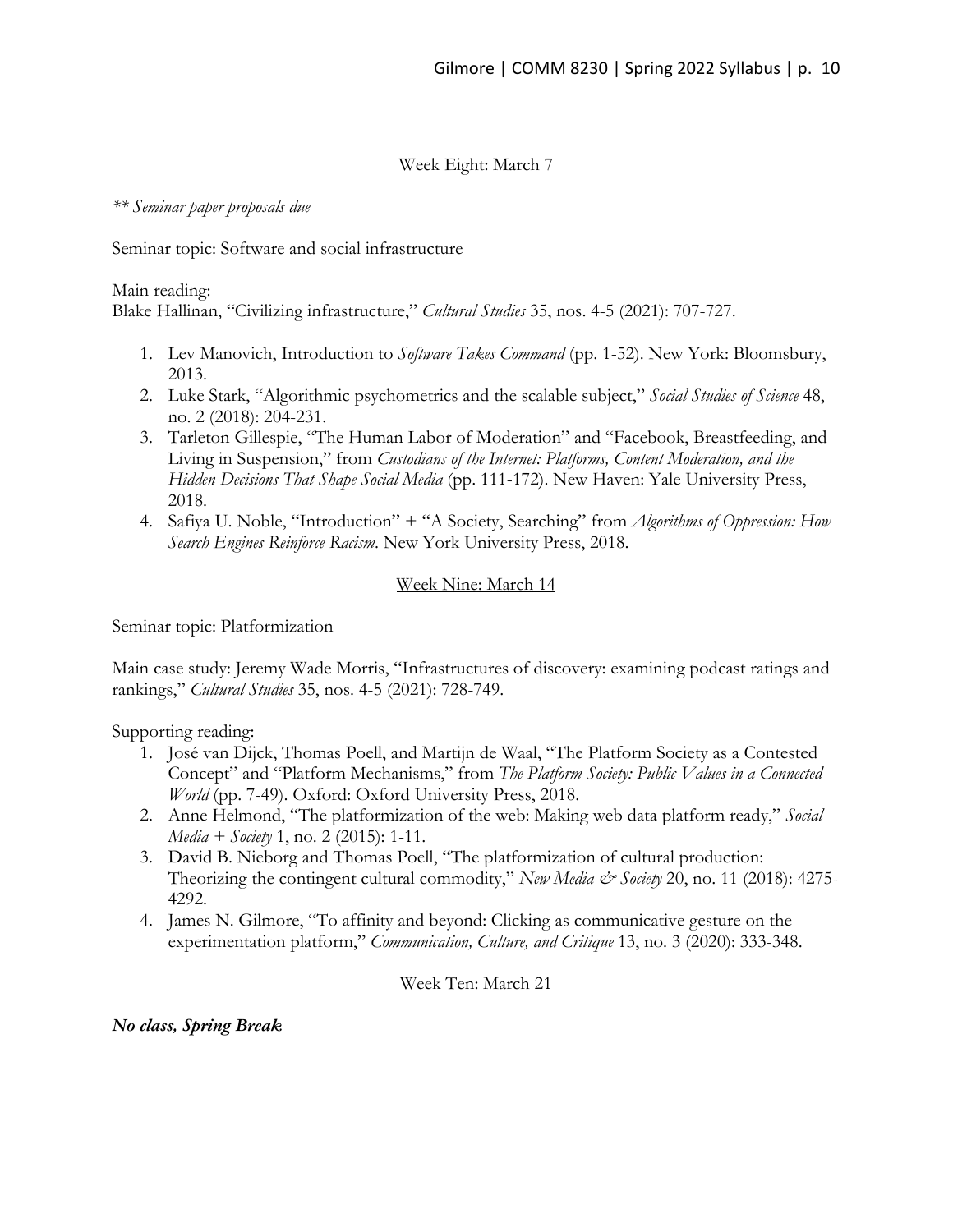## Week Eight: March 7

*\*\* Seminar paper proposals due*

Seminar topic: Software and social infrastructure

Main reading:
Blake Hallinan, "Civilizing infrastructure," *Cultural Studies* 35, nos. 4-5 (2021): 707-727.

1. Lev Manovich, Introduction to *Software Takes Command* (pp. 1-52). New York: Bloomsbury, 2013.
2. Luke Stark, "Algorithmic psychometrics and the scalable subject," *Social Studies of Science* 48, no. 2 (2018): 204-231.
3. Tarleton Gillespie, "The Human Labor of Moderation" and "Facebook, Breastfeeding, and Living in Suspension," from *Custodians of the Internet: Platforms, Content Moderation, and the Hidden Decisions That Shape Social Media* (pp. 111-172). New Haven: Yale University Press, 2018.
4. Safiya U. Noble, "Introduction" + "A Society, Searching" from *Algorithms of Oppression: How Search Engines Reinforce Racism*. New York University Press, 2018.

## Week Nine: March 14

Seminar topic: Platformization

Main case study: Jeremy Wade Morris, "Infrastructures of discovery: examining podcast ratings and rankings," *Cultural Studies* 35, nos. 4-5 (2021): 728-749.

Supporting reading:

1. José van Dijck, Thomas Poell, and Martijn de Waal, "The Platform Society as a Contested Concept" and "Platform Mechanisms," from *The Platform Society: Public Values in a Connected World* (pp. 7-49). Oxford: Oxford University Press, 2018.
2. Anne Helmond, "The platformization of the web: Making web data platform ready," *Social Media + Society* 1, no. 2 (2015): 1-11.
3. David B. Nieborg and Thomas Poell, "The platformization of cultural production: Theorizing the contingent cultural commodity," *New Media & Society* 20, no. 11 (2018): 4275-4292.
4. James N. Gilmore, "To affinity and beyond: Clicking as communicative gesture on the experimentation platform," *Communication, Culture, and Critique* 13, no. 3 (2020): 333-348.

## Week Ten: March 21

***No class, Spring Break***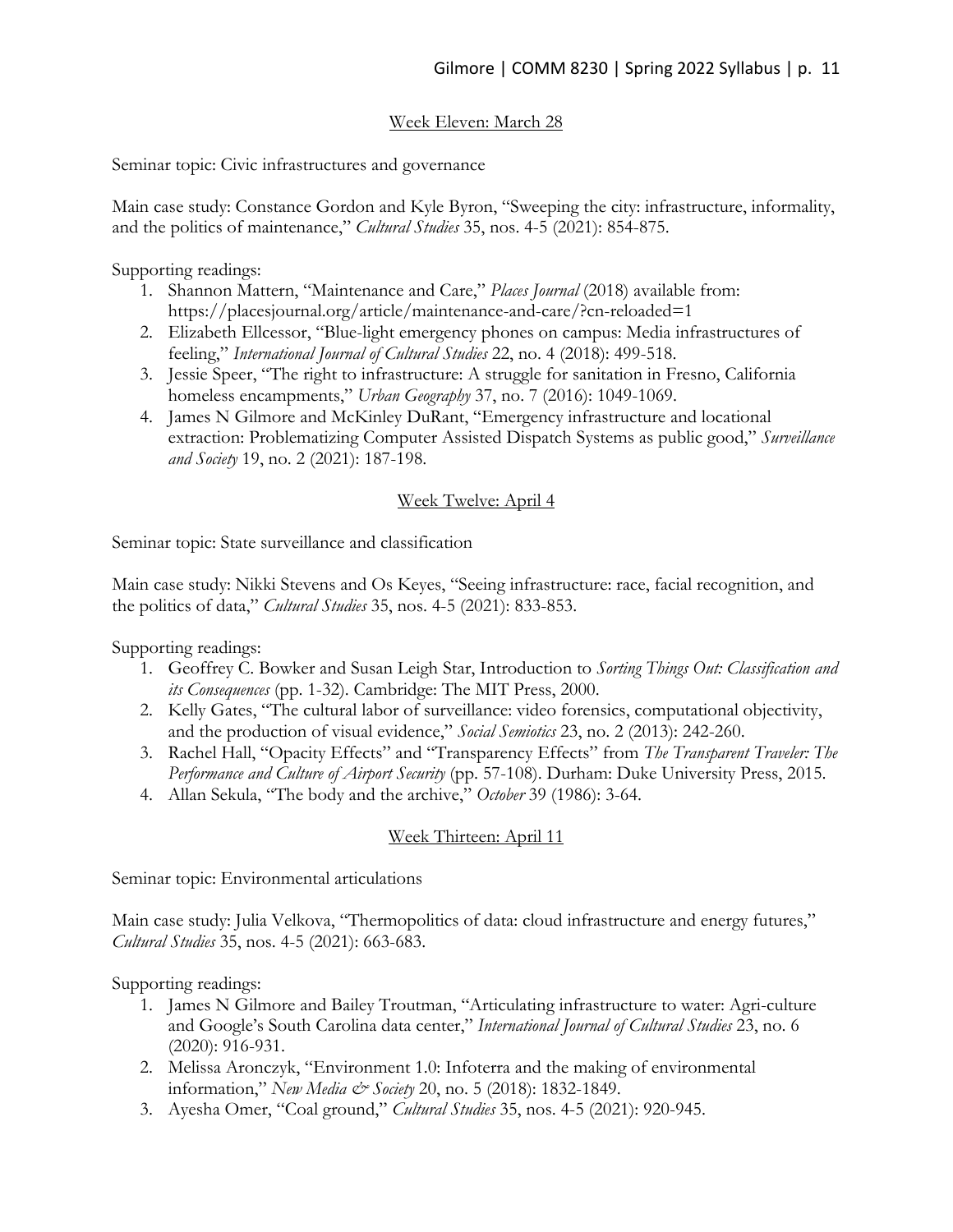## Week Eleven: March 28

Seminar topic: Civic infrastructures and governance

Main case study: Constance Gordon and Kyle Byron, "Sweeping the city: infrastructure, informality, and the politics of maintenance," *Cultural Studies* 35, nos. 4-5 (2021): 854-875.

Supporting readings:

1. Shannon Mattern, "Maintenance and Care," *Places Journal* (2018) available from: https://placesjournal.org/article/maintenance-and-care/?cn-reloaded=1
2. Elizabeth Ellcessor, "Blue-light emergency phones on campus: Media infrastructures of feeling," *International Journal of Cultural Studies* 22, no. 4 (2018): 499-518.
3. Jessie Speer, "The right to infrastructure: A struggle for sanitation in Fresno, California homeless encampments," *Urban Geography* 37, no. 7 (2016): 1049-1069.
4. James N Gilmore and McKinley DuRant, "Emergency infrastructure and locational extraction: Problematizing Computer Assisted Dispatch Systems as public good," *Surveillance and Society* 19, no. 2 (2021): 187-198.

## Week Twelve: April 4

Seminar topic: State surveillance and classification

Main case study: Nikki Stevens and Os Keyes, "Seeing infrastructure: race, facial recognition, and the politics of data," *Cultural Studies* 35, nos. 4-5 (2021): 833-853.

Supporting readings:

1. Geoffrey C. Bowker and Susan Leigh Star, Introduction to *Sorting Things Out: Classification and its Consequences* (pp. 1-32). Cambridge: The MIT Press, 2000.
2. Kelly Gates, "The cultural labor of surveillance: video forensics, computational objectivity, and the production of visual evidence," *Social Semiotics* 23, no. 2 (2013): 242-260.
3. Rachel Hall, "Opacity Effects" and "Transparency Effects" from *The Transparent Traveler: The Performance and Culture of Airport Security* (pp. 57-108). Durham: Duke University Press, 2015.
4. Allan Sekula, "The body and the archive," *October* 39 (1986): 3-64.

## Week Thirteen: April 11

Seminar topic: Environmental articulations

Main case study: Julia Velkova, "Thermopolitics of data: cloud infrastructure and energy futures," *Cultural Studies* 35, nos. 4-5 (2021): 663-683.

Supporting readings:

1. James N Gilmore and Bailey Troutman, "Articulating infrastructure to water: Agri-culture and Google's South Carolina data center," *International Journal of Cultural Studies* 23, no. 6 (2020): 916-931.
2. Melissa Aronczyk, "Environment 1.0: Infoterra and the making of environmental information," *New Media & Society* 20, no. 5 (2018): 1832-1849.
3. Ayesha Omer, "Coal ground," *Cultural Studies* 35, nos. 4-5 (2021): 920-945.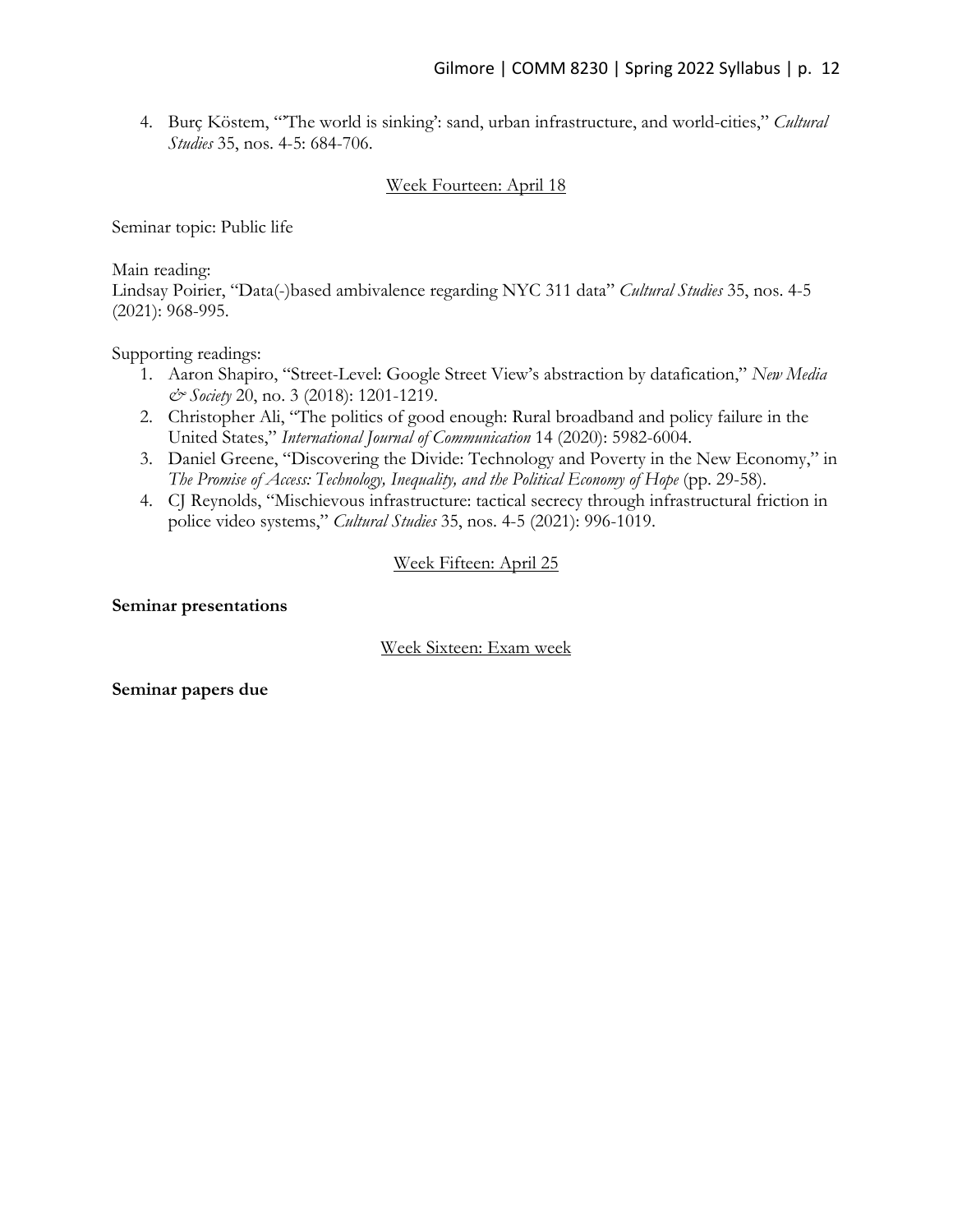4. Burç Köstem, "'The world is sinking': sand, urban infrastructure, and world-cities," *Cultural Studies* 35, nos. 4-5: 684-706.

<u>Week Fourteen: April 18</u>

Seminar topic: Public life

Main reading:
Lindsay Poirier, "Data(-)based ambivalence regarding NYC 311 data" *Cultural Studies* 35, nos. 4-5 (2021): 968-995.

Supporting readings:

1. Aaron Shapiro, "Street-Level: Google Street View's abstraction by datafication," *New Media & Society* 20, no. 3 (2018): 1201-1219.
2. Christopher Ali, "The politics of good enough: Rural broadband and policy failure in the United States," *International Journal of Communication* 14 (2020): 5982-6004.
3. Daniel Greene, "Discovering the Divide: Technology and Poverty in the New Economy," in *The Promise of Access: Technology, Inequality, and the Political Economy of Hope* (pp. 29-58).
4. CJ Reynolds, "Mischievous infrastructure: tactical secrecy through infrastructural friction in police video systems," *Cultural Studies* 35, nos. 4-5 (2021): 996-1019.

<u>Week Fifteen: April 25</u>

**Seminar presentations**

<u>Week Sixteen: Exam week</u>

**Seminar papers due**